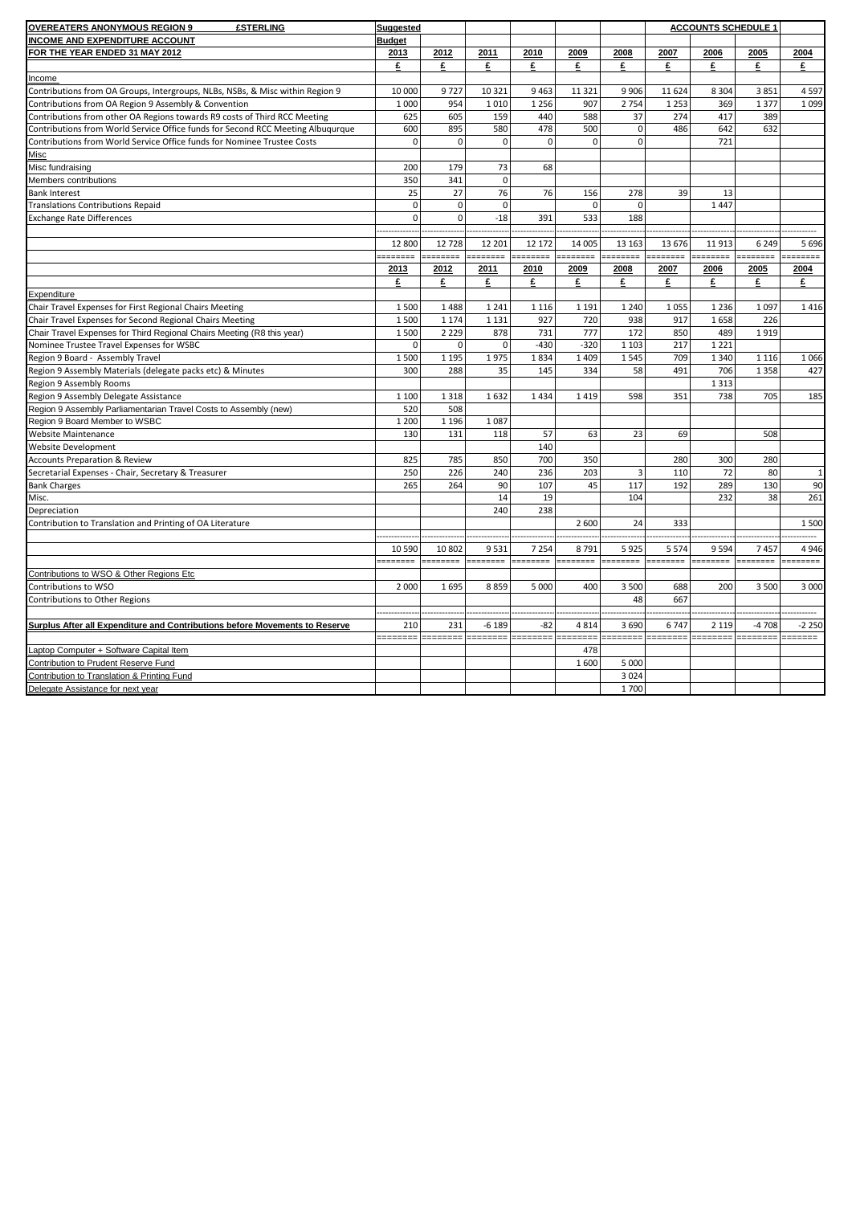| OVEREATERS ANONYMOUS REGION 9 £STERLING | Suggested | | | | | | | ACCOUNTS SCHEDULE 1 | | |
|---|---|---|---|---|---|---|---|---|---|---|
| INCOME AND EXPENDITURE ACCOUNT | Budget | | | | | | | | | |
| FOR THE YEAR ENDED 31 MAY 2012 | 2013 | 2012 | 2011 | 2010 | 2009 | 2008 | 2007 | 2006 | 2005 | 2004 |
| | £ | £ | £ | £ | £ | £ | £ | £ | £ | £ |
| Income | | | | | | | | | | |
| Contributions from OA Groups, Intergroups, NLBs, NSBs, & Misc within Region 9 | 10 000 | 9 727 | 10 321 | 9 463 | 11 321 | 9 906 | 11 624 | 8 304 | 3 851 | 4 597 |
| Contributions from OA Region 9 Assembly & Convention | 1 000 | 954 | 1 010 | 1 256 | 907 | 2 754 | 1 253 | 369 | 1 377 | 1 099 |
| Contributions from other OA Regions towards R9 costs of Third RCC Meeting | 625 | 605 | 159 | 440 | 588 | 37 | 274 | 417 | 389 | |
| Contributions from World Service Office funds for Second RCC Meeting Albuqurque | 600 | 895 | 580 | 478 | 500 | 0 | 486 | 642 | 632 | |
| Contributions from World Service Office funds for Nominee Trustee Costs | 0 | 0 | 0 | 0 | 0 | 0 | | 721 | | |
| Misc | | | | | | | | | | |
| Misc fundraising | 200 | 179 | 73 | 68 | | | | | | |
| Members contributions | 350 | 341 | 0 | | | | | | | |
| Bank Interest | 25 | 27 | 76 | 76 | 156 | 278 | 39 | 13 | | |
| Translations Contributions Repaid | 0 | 0 | 0 | | 0 | 0 | | 1 447 | | |
| Exchange Rate Differences | 0 | 0 | -18 | 391 | 533 | 188 | | | | |
| | 12 800 | 12 728 | 12 201 | 12 172 | 14 005 | 13 163 | 13 676 | 11 913 | 6 249 | 5 696 |
| | 2013 | 2012 | 2011 | 2010 | 2009 | 2008 | 2007 | 2006 | 2005 | 2004 |
| | £ | £ | £ | £ | £ | £ | £ | £ | £ | £ |
| Expenditure | | | | | | | | | | |
| Chair Travel Expenses for First Regional Chairs Meeting | 1 500 | 1 488 | 1 241 | 1 116 | 1 191 | 1 240 | 1 055 | 1 236 | 1 097 | 1 416 |
| Chair Travel Expenses for Second Regional Chairs Meeting | 1 500 | 1 174 | 1 131 | 927 | 720 | 938 | 917 | 1 658 | 226 | |
| Chair Travel Expenses for Third Regional Chairs Meeting (R8 this year) | 1 500 | 2 229 | 878 | 731 | 777 | 172 | 850 | 489 | 1 919 | |
| Nominee Trustee Travel Expenses for WSBC | 0 | 0 | 0 | -430 | -320 | 1 103 | 217 | 1 221 | | |
| Region 9 Board - Assembly Travel | 1 500 | 1 195 | 1 975 | 1 834 | 1 409 | 1 545 | 709 | 1 340 | 1 116 | 1 066 |
| Region 9 Assembly Materials (delegate packs etc) & Minutes | 300 | 288 | 35 | 145 | 334 | 58 | 491 | 706 | 1 358 | 427 |
| Region 9 Assembly Rooms | | | | | | | | 1 313 | | |
| Region 9 Assembly Delegate Assistance | 1 100 | 1 318 | 1 632 | 1 434 | 1 419 | 598 | 351 | 738 | 705 | 185 |
| Region 9 Assembly Parliamentarian Travel Costs to Assembly (new) | 520 | 508 | | | | | | | | |
| Region 9 Board Member to WSBC | 1 200 | 1 196 | 1 087 | | | | | | | |
| Website Maintenance | 130 | 131 | 118 | 57 | 63 | 23 | 69 | | 508 | |
| Website Development | | | | 140 | | | | | | |
| Accounts Preparation & Review | 825 | 785 | 850 | 700 | 350 | | 280 | 300 | 280 | |
| Secretarial Expenses - Chair, Secretary & Treasurer | 250 | 226 | 240 | 236 | 203 | 3 | 110 | 72 | 80 | 1 |
| Bank Charges | 265 | 264 | 90 | 107 | 45 | 117 | 192 | 289 | 130 | 90 |
| Misc. | | | 14 | 19 | | 104 | | 232 | 38 | 261 |
| Depreciation | | | 240 | 238 | | | | | | |
| Contribution to Translation and Printing of OA Literature | | | | | 2 600 | 24 | 333 | | | 1 500 |
| | 10 590 | 10 802 | 9 531 | 7 254 | 8 791 | 5 925 | 5 574 | 9 594 | 7 457 | 4 946 |
| Contributions to WSO & Other Regions Etc | | | | | | | | | | |
| Contributions to WSO | 2 000 | 1 695 | 8 859 | 5 000 | 400 | 3 500 | 688 | 200 | 3 500 | 3 000 |
| Contributions to Other Regions | | | | | | 48 | 667 | | | |
| **Surplus After all Expenditure and Contributions before Movements to Reserve** | 210 | 231 | -6 189 | -82 | 4 814 | 3 690 | 6 747 | 2 119 | -4 708 | -2 250 |
| Laptop Computer + Software Capital Item | | | | | 478 | | | | | |
| Contribution to Prudent Reserve Fund | | | | | 1 600 | 5 000 | | | | |
| Contribution to Translation & Printing Fund | | | | | | 3 024 | | | | |
| Delegate Assistance for next year | | | | | | 1 700 | | | | |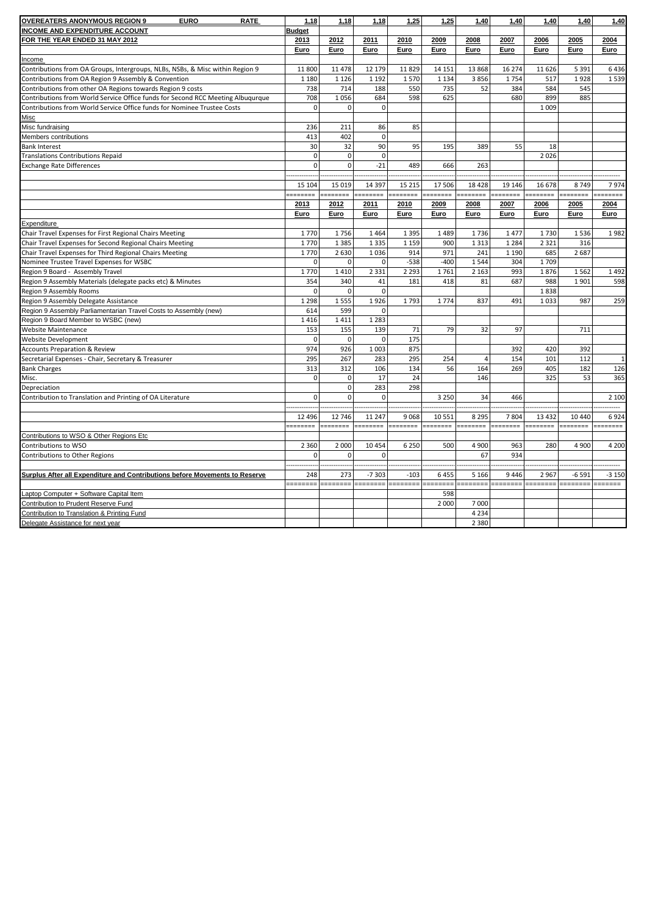| OVEREATERS ANONYMOUS REGION 9 EURO RATE | 1,18 | 1,18 | 1,18 | 1,25 | 1,25 | 1,40 | 1,40 | 1,40 | 1,40 | 1,40 |
|---|---|---|---|---|---|---|---|---|---|---|
| **INCOME AND EXPENDITURE ACCOUNT** | **Budget** | | | | | | | | | |
| **FOR THE YEAR ENDED 31 MAY 2012** | **2013** | **2012** | **2011** | **2010** | **2009** | **2008** | **2007** | **2006** | **2005** | **2004** |
| | **Euro** | **Euro** | **Euro** | **Euro** | **Euro** | **Euro** | **Euro** | **Euro** | **Euro** | **Euro** |
| Income | | | | | | | | | | |
| Contributions from OA Groups, Intergroups, NLBs, NSBs, & Misc within Region 9 | 11 800 | 11 478 | 12 179 | 11 829 | 14 151 | 13 868 | 16 274 | 11 626 | 5 391 | 6 436 |
| Contributions from OA Region 9 Assembly & Convention | 1 180 | 1 126 | 1 192 | 1 570 | 1 134 | 3 856 | 1 754 | 517 | 1 928 | 1 539 |
| Contributions from other OA Regions towards Region 9 costs | 738 | 714 | 188 | 550 | 735 | 52 | 384 | 584 | 545 | |
| Contributions from World Service Office funds for Second RCC Meeting Albuqurque | 708 | 1 056 | 684 | 598 | 625 | | 680 | 899 | 885 | |
| Contributions from World Service Office funds for Nominee Trustee Costs | 0 | 0 | 0 | | | | | 1 009 | | |
| Misc | | | | | | | | | | |
| Misc fundraising | 236 | 211 | 86 | 85 | | | | | | |
| Members contributions | 413 | 402 | 0 | | | | | | | |
| Bank Interest | 30 | 32 | 90 | 95 | 195 | 389 | 55 | 18 | | |
| Translations Contributions Repaid | 0 | 0 | 0 | | | | | 2 026 | | |
| Exchange Rate Differences | 0 | 0 | -21 | 489 | 666 | 263 | | | | |
| | 15 104 | 15 019 | 14 397 | 15 215 | 17 506 | 18 428 | 19 146 | 16 678 | 8 749 | 7 974 |
| | **2013** | **2012** | **2011** | **2010** | **2009** | **2008** | **2007** | **2006** | **2005** | **2004** |
| | **Euro** | **Euro** | **Euro** | **Euro** | **Euro** | **Euro** | **Euro** | **Euro** | **Euro** | **Euro** |
| Expenditure | | | | | | | | | | |
| Chair Travel Expenses for First Regional Chairs Meeting | 1 770 | 1 756 | 1 464 | 1 395 | 1 489 | 1 736 | 1 477 | 1 730 | 1 536 | 1 982 |
| Chair Travel Expenses for Second Regional Chairs Meeting | 1 770 | 1 385 | 1 335 | 1 159 | 900 | 1 313 | 1 284 | 2 321 | 316 | |
| Chair Travel Expenses for Third Regional Chairs Meeting | 1 770 | 2 630 | 1 036 | 914 | 971 | 241 | 1 190 | 685 | 2 687 | |
| Nominee Trustee Travel Expenses for WSBC | 0 | 0 | 0 | -538 | -400 | 1 544 | 304 | 1 709 | | |
| Region 9 Board - Assembly Travel | 1 770 | 1 410 | 2 331 | 2 293 | 1 761 | 2 163 | 993 | 1 876 | 1 562 | 1 492 |
| Region 9 Assembly Materials (delegate packs etc) & Minutes | 354 | 340 | 41 | 181 | 418 | 81 | 687 | 988 | 1 901 | 598 |
| Region 9 Assembly Rooms | 0 | 0 | 0 | | | | | 1 838 | | |
| Region 9 Assembly Delegate Assistance | 1 298 | 1 555 | 1 926 | 1 793 | 1 774 | 837 | 491 | 1 033 | 987 | 259 |
| Region 9 Assembly Parliamentarian Travel Costs to Assembly (new) | 614 | 599 | 0 | | | | | | | |
| Region 9 Board Member to WSBC (new) | 1 416 | 1 411 | 1 283 | | | | | | | |
| Website Maintenance | 153 | 155 | 139 | 71 | 79 | 32 | 97 | | 711 | |
| Website Development | 0 | 0 | 0 | 175 | | | | | | |
| Accounts Preparation & Review | 974 | 926 | 1 003 | 875 | | | 392 | 420 | 392 | |
| Secretarial Expenses - Chair, Secretary & Treasurer | 295 | 267 | 283 | 295 | 254 | 4 | 154 | 101 | 112 | 1 |
| Bank Charges | 313 | 312 | 106 | 134 | 56 | 164 | 269 | 405 | 182 | 126 |
| Misc. | 0 | 0 | 17 | 24 | | 146 | | 325 | 53 | 365 |
| Depreciation | | 0 | 283 | 298 | | | | | | |
| Contribution to Translation and Printing of OA Literature | 0 | 0 | 0 | | 3 250 | 34 | 466 | | | 2 100 |
| | 12 496 | 12 746 | 11 247 | 9 068 | 10 551 | 8 295 | 7 804 | 13 432 | 10 440 | 6 924 |
| Contributions to WSO & Other Regions Etc | | | | | | | | | | |
| Contributions to WSO | 2 360 | 2 000 | 10 454 | 6 250 | 500 | 4 900 | 963 | 280 | 4 900 | 4 200 |
| Contributions to Other Regions | 0 | 0 | 0 | | | 67 | 934 | | | |
| **Surplus After all Expenditure and Contributions before Movements to Reserve** | 248 | 273 | -7 303 | -103 | 6 455 | 5 166 | 9 446 | 2 967 | -6 591 | -3 150 |
| Laptop Computer + Software Capital Item | | | | | 598 | | | | | |
| Contribution to Prudent Reserve Fund | | | | | 2 000 | 7 000 | | | | |
| Contribution to Translation & Printing Fund | | | | | | 4 234 | | | | |
| Delegate Assistance for next year | | | | | | 2 380 | | | | |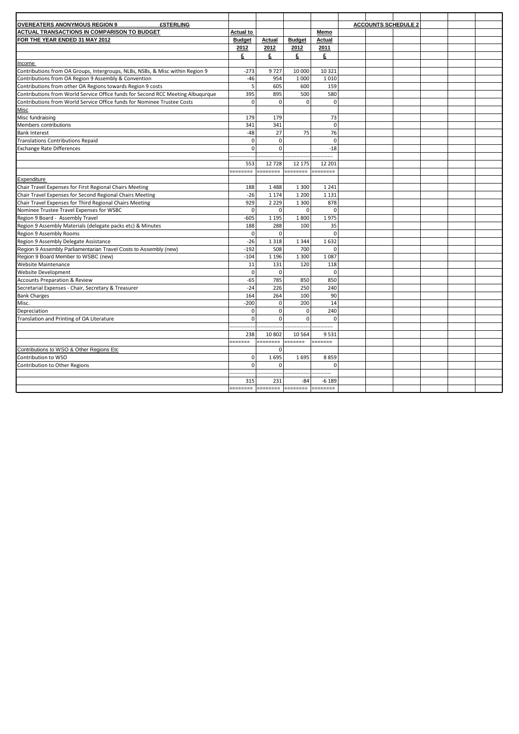| OVEREATERS ANONYMOUS REGION 9 £STERLING | | | | | ACCOUNTS SCHEDULE 2 |
|---|---|---|---|---|---|
| ACTUAL TRANSACTIONS IN COMPARISON TO BUDGET | Actual to | | | Memo | |
| FOR THE YEAR ENDED 31 MAY 2012 | Budget | Actual | Budget | Actual | |
| | 2012 | 2012 | 2012 | 2011 | |
| | £ | £ | £ | £ | |
| Income | | | | | |
| Contributions from OA Groups, Intergroups, NLBs, NSBs, & Misc within Region 9 | -273 | 9 727 | 10 000 | 10 321 | |
| Contributions from OA Region 9 Assembly & Convention | -46 | 954 | 1 000 | 1 010 | |
| Contributions from other OA Regions towards Region 9 costs | 5 | 605 | 600 | 159 | |
| Contributions from World Service Office funds for Second RCC Meeting Albuqurque | 395 | 895 | 500 | 580 | |
| Contributions from World Service Office funds for Nominee Trustee Costs | 0 | 0 | 0 | 0 | |
| Misc | | | | | |
| Misc fundraising | 179 | 179 | | 73 | |
| Members contributions | 341 | 341 | | 0 | |
| Bank Interest | -48 | 27 | 75 | 76 | |
| Translations Contributions Repaid | 0 | 0 | | 0 | |
| Exchange Rate Differences | 0 | 0 | | -18 | |
| | 553 | 12 728 | 12 175 | 12 201 | |
| Expenditure | | | | | |
| Chair Travel Expenses for First Regional Chairs Meeting | 188 | 1 488 | 1 300 | 1 241 | |
| Chair Travel Expenses for Second Regional Chairs Meeting | -26 | 1 174 | 1 200 | 1 131 | |
| Chair Travel Expenses for Third Regional Chairs Meeting | 929 | 2 229 | 1 300 | 878 | |
| Nominee Trustee Travel Expenses for WSBC | 0 | 0 | 0 | 0 | |
| Region 9 Board - Assembly Travel | -605 | 1 195 | 1 800 | 1 975 | |
| Region 9 Assembly Materials (delegate packs etc) & Minutes | 188 | 288 | 100 | 35 | |
| Region 9 Assembly Rooms | 0 | 0 | | 0 | |
| Region 9 Assembly Delegate Assistance | -26 | 1 318 | 1 344 | 1 632 | |
| Region 9 Assembly Parliamentarian Travel Costs to Assembly (new) | -192 | 508 | 700 | 0 | |
| Region 9 Board Member to WSBC (new) | -104 | 1 196 | 1 300 | 1 087 | |
| Website Maintenance | 11 | 131 | 120 | 118 | |
| Website Development | 0 | 0 | | 0 | |
| Accounts Preparation & Review | -65 | 785 | 850 | 850 | |
| Secretarial Expenses - Chair, Secretary & Treasurer | -24 | 226 | 250 | 240 | |
| Bank Charges | 164 | 264 | 100 | 90 | |
| Misc. | -200 | 0 | 200 | 14 | |
| Depreciation | 0 | 0 | 0 | 240 | |
| Translation and Printing of OA Literature | 0 | 0 | 0 | 0 | |
| | 238 | 10 802 | 10 564 | 9 531 | |
| Contributions to WSO & Other Regions Etc | | 0 | | | |
| Contribution to WSO | 0 | 1 695 | 1 695 | 8 859 | |
| Contribution to Other Regions | 0 | 0 | | 0 | |
| | 315 | 231 | -84 | -6 189 | |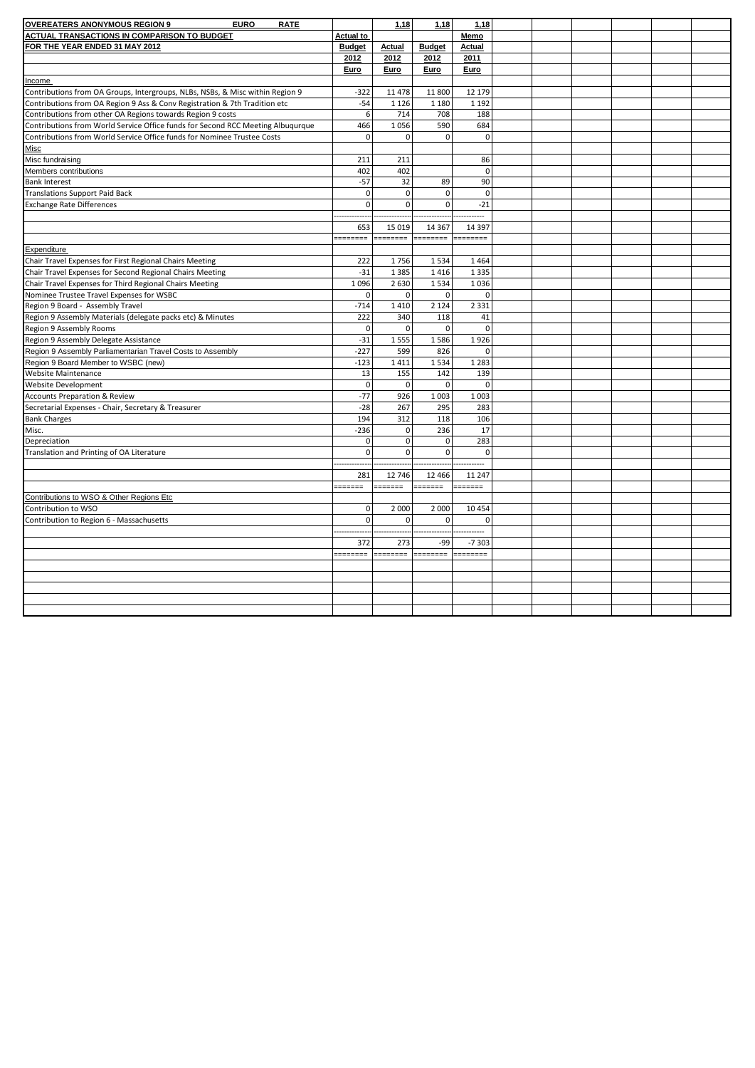| OVEREATERS ANONYMOUS REGION 9 EURO RATE | | 1.18 | 1.18 | 1.18 |
|---|---|---|---|---|
| ACTUAL TRANSACTIONS IN COMPARISON TO BUDGET | Actual to | | | Memo |
| FOR THE YEAR ENDED 31 MAY 2012 | Budget | Actual | Budget | Actual |
| | 2012 | 2012 | 2012 | 2011 |
| | Euro | Euro | Euro | Euro |
| Income | | | | |
| Contributions from OA Groups, Intergroups, NLBs, NSBs, & Misc within Region 9 | -322 | 11 478 | 11 800 | 12 179 |
| Contributions from OA Region 9 Ass & Conv Registration & 7th Tradition etc | -54 | 1 126 | 1 180 | 1 192 |
| Contributions from other OA Regions towards Region 9 costs | 6 | 714 | 708 | 188 |
| Contributions from World Service Office funds for Second RCC Meeting Albuqurque | 466 | 1 056 | 590 | 684 |
| Contributions from World Service Office funds for Nominee Trustee Costs | 0 | 0 | 0 | 0 |
| Misc | | | | |
| Misc fundraising | 211 | 211 | | 86 |
| Members contributions | 402 | 402 | | 0 |
| Bank Interest | -57 | 32 | 89 | 90 |
| Translations Support Paid Back | 0 | 0 | 0 | 0 |
| Exchange Rate Differences | 0 | 0 | 0 | -21 |
| | 653 | 15 019 | 14 367 | 14 397 |
| Expenditure | | | | |
| Chair Travel Expenses for First Regional Chairs Meeting | 222 | 1 756 | 1 534 | 1 464 |
| Chair Travel Expenses for Second Regional Chairs Meeting | -31 | 1 385 | 1 416 | 1 335 |
| Chair Travel Expenses for Third Regional Chairs Meeting | 1 096 | 2 630 | 1 534 | 1 036 |
| Nominee Trustee Travel Expenses for WSBC | 0 | 0 | 0 | 0 |
| Region 9 Board - Assembly Travel | -714 | 1 410 | 2 124 | 2 331 |
| Region 9 Assembly Materials (delegate packs etc) & Minutes | 222 | 340 | 118 | 41 |
| Region 9 Assembly Rooms | 0 | 0 | 0 | 0 |
| Region 9 Assembly Delegate Assistance | -31 | 1 555 | 1 586 | 1 926 |
| Region 9 Assembly Parliamentarian Travel Costs to Assembly | -227 | 599 | 826 | 0 |
| Region 9 Board Member to WSBC (new) | -123 | 1 411 | 1 534 | 1 283 |
| Website Maintenance | 13 | 155 | 142 | 139 |
| Website Development | 0 | 0 | 0 | 0 |
| Accounts Preparation & Review | -77 | 926 | 1 003 | 1 003 |
| Secretarial Expenses - Chair, Secretary & Treasurer | -28 | 267 | 295 | 283 |
| Bank Charges | 194 | 312 | 118 | 106 |
| Misc. | -236 | 0 | 236 | 17 |
| Depreciation | 0 | 0 | 0 | 283 |
| Translation and Printing of OA Literature | 0 | 0 | 0 | 0 |
| | 281 | 12 746 | 12 466 | 11 247 |
| Contributions to WSO & Other Regions Etc | | | | |
| Contribution to WSO | 0 | 2 000 | 2 000 | 10 454 |
| Contribution to Region 6 - Massachusetts | 0 | 0 | 0 | 0 |
| | 372 | 273 | -99 | -7 303 |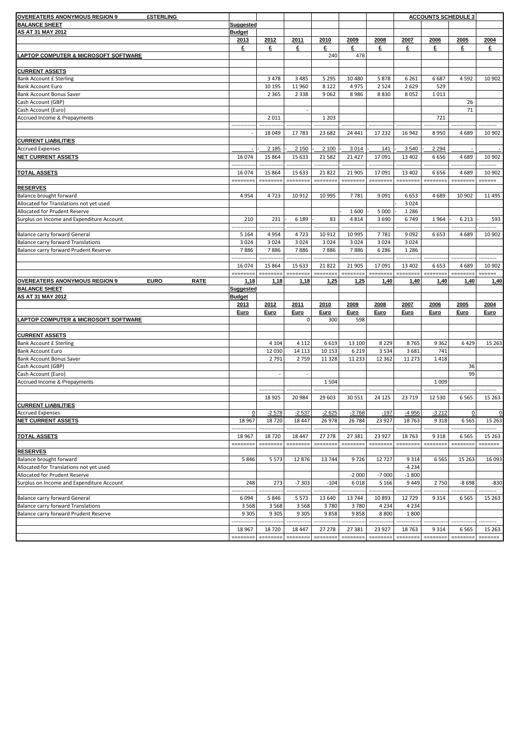**OVEREATERS ANONYMOUS REGION 9 £STERLING** — **ACCOUNTS SCHEDULE 3**

**BALANCE SHEET**
**AS AT 31 MAY 2012**

| | Suggested Budget 2013 | 2012 | 2011 | 2010 | 2009 | 2008 | 2007 | 2006 | 2005 | 2004 |
|---|---|---|---|---|---|---|---|---|---|---|
| | £ | £ | £ | £ | £ | £ | £ | £ | £ | £ |
| **LAPTOP COMPUTER & MICROSOFT SOFTWARE** | | | | 240 | 478 | | | | | |
| **CURRENT ASSETS** | | | | | | | | | | |
| Bank Account £ Sterling | | 3 478 | 3 485 | 5 295 | 10 480 | 5 878 | 6 261 | 6 687 | 4 592 | 10 902 |
| Bank Account Euro | | 10 195 | 11 960 | 8 122 | 4 975 | 2 524 | 2 629 | 529 | | |
| Bank Account Bonus Saver | | 2 365 | 2 338 | 9 062 | 8 986 | 8 830 | 8 052 | 1 013 | | |
| Cash Account (GBP) | | | | | | | | | 26 | |
| Cash Account (Euro) | | | - | | | | | | 71 | |
| Accrued Income & Prepayments | | 2 011 | | 1 203 | | | | 721 | | |
| | - | 18 049 | 17 783 | 23 682 | 24 441 | 17 232 | 16 942 | 8 950 | 4 689 | 10 902 |
| **CURRENT LIABILITIES** | | | | | | | | | | |
| Accrued Expenses | - | -2 185 | -2 150 | -2 100 | -3 014 | -141 | -3 540 | -2 294 | - | - |
| **NET CURRENT ASSETS** | 16 074 | 15 864 | 15 633 | 21 582 | 21 427 | 17 091 | 13 402 | 6 656 | 4 689 | 10 902 |
| **TOTAL ASSETS** | 16 074 | 15 864 | 15 633 | 21 822 | 21 905 | 17 091 | 13 402 | 6 656 | 4 689 | 10 902 |
| **RESERVES** | | | | | | | | | | |
| Balance brought forward | 4 954 | 4 723 | 10 912 | 10 995 | 7 781 | 9 091 | 6 653 | 4 689 | 10 902 | 11 495 |
| Allocated for Translations not yet used | | | | | | | -3 024 | | | |
| Allocated for Prudent Reserve | | | | | -1 600 | -5 000 | -1 286 | | | |
| Surplus on Income and Expenditure Account | 210 | 231 | -6 189 | -83 | 4 814 | 3 690 | 6 749 | 1 964 | -6 213 | -593 |
| Balance carry forward General | 5 164 | 4 954 | 4 723 | 10 912 | 10 995 | 7 781 | 9 092 | 6 653 | 4 689 | 10 902 |
| Balance carry forward Translations | 3 024 | 3 024 | 3 024 | 3 024 | 3 024 | 3 024 | 3 024 | | | |
| Balance carry forward Prudent Reserve | 7 886 | 7 886 | 7 886 | 7 886 | 7 886 | 6 286 | 1 286 | | | |
| | 16 074 | 15 864 | 15 633 | 21 822 | 21 905 | 17 091 | 13 402 | 6 653 | 4 689 | 10 902 |

**OVEREATERS ANONYMOUS REGION 9 EURO RATE**

**BALANCE SHEET**
**AS AT 31 MAY 2012**

| | Suggested Budget 2013 | 2012 | 2011 | 2010 | 2009 | 2008 | 2007 | 2006 | 2005 | 2004 |
|---|---|---|---|---|---|---|---|---|---|---|
| RATE | 1,18 | 1,18 | 1,18 | 1,25 | 1,25 | 1,40 | 1,40 | 1,40 | 1,40 | 1,40 |
| | Euro | Euro | Euro | Euro | Euro | Euro | Euro | Euro | Euro | Euro |
| **LAPTOP COMPUTER & MICROSOFT SOFTWARE** | | | 0 | 300 | 598 | | | | | |
| **CURRENT ASSETS** | | | | | | | | | | |
| Bank Account £ Sterling | | 4 104 | 4 112 | 6 619 | 13 100 | 8 229 | 8 765 | 9 362 | 6 429 | 15 263 |
| Bank Account Euro | | 12 030 | 14 113 | 10 153 | 6 219 | 3 534 | 3 681 | 741 | | |
| Bank Account Bonus Saver | | 2 791 | 2 759 | 11 328 | 11 233 | 12 362 | 11 273 | 1 418 | | |
| Cash Account (GBP) | | | | | | | | | 36 | |
| Cash Account (Euro) | | - | - | | | | | | 99 | |
| Accrued Income & Prepayments | | | | 1 504 | | | | 1 009 | | |
| | | 18 925 | 20 984 | 29 603 | 30 551 | 24 125 | 23 719 | 12 530 | 6 565 | 15 263 |
| **CURRENT LIABILITIES** | | | | | | | | | | |
| Accrued Expenses | 0 | -2 578 | -2 537 | -2 625 | -3 768 | -197 | -4 956 | -3 212 | 0 | 0 |
| **NET CURRENT ASSETS** | 18 967 | 18 720 | 18 447 | 26 978 | 26 784 | 23 927 | 18 763 | 9 318 | 6 565 | 15 263 |
| **TOTAL ASSETS** | 18 967 | 18 720 | 18 447 | 27 278 | 27 381 | 23 927 | 18 763 | 9 318 | 6 565 | 15 263 |
| **RESERVES** | | | | | | | | | | |
| Balance brought forward | 5 846 | 5 573 | 12 876 | 13 744 | 9 726 | 12 727 | 9 314 | 6 565 | 15 263 | 16 093 |
| Allocated for Translations not yet used | | | | | | | -4 234 | | | |
| Allocated for Prudent Reserve | | | | | -2 000 | -7 000 | -1 800 | | | |
| Surplus on Income and Expenditure Account | 248 | 273 | -7 303 | -104 | 6 018 | 5 166 | 9 449 | 2 750 | -8 698 | -830 |
| Balance carry forward General | 6 094 | 5 846 | 5 573 | 13 640 | 13 744 | 10 893 | 12 729 | 9 314 | 6 565 | 15 263 |
| Balance carry forward Translations | 3 568 | 3 568 | 3 568 | 3 780 | 3 780 | 4 234 | 4 234 | | | |
| Balance carry forward Prudent Reserve | 9 305 | 9 305 | 9 305 | 9 858 | 9 858 | 8 800 | 1 800 | | | |
| | 18 967 | 18 720 | 18 447 | 27 278 | 27 381 | 23 927 | 18 763 | 9 314 | 6 565 | 15 263 |